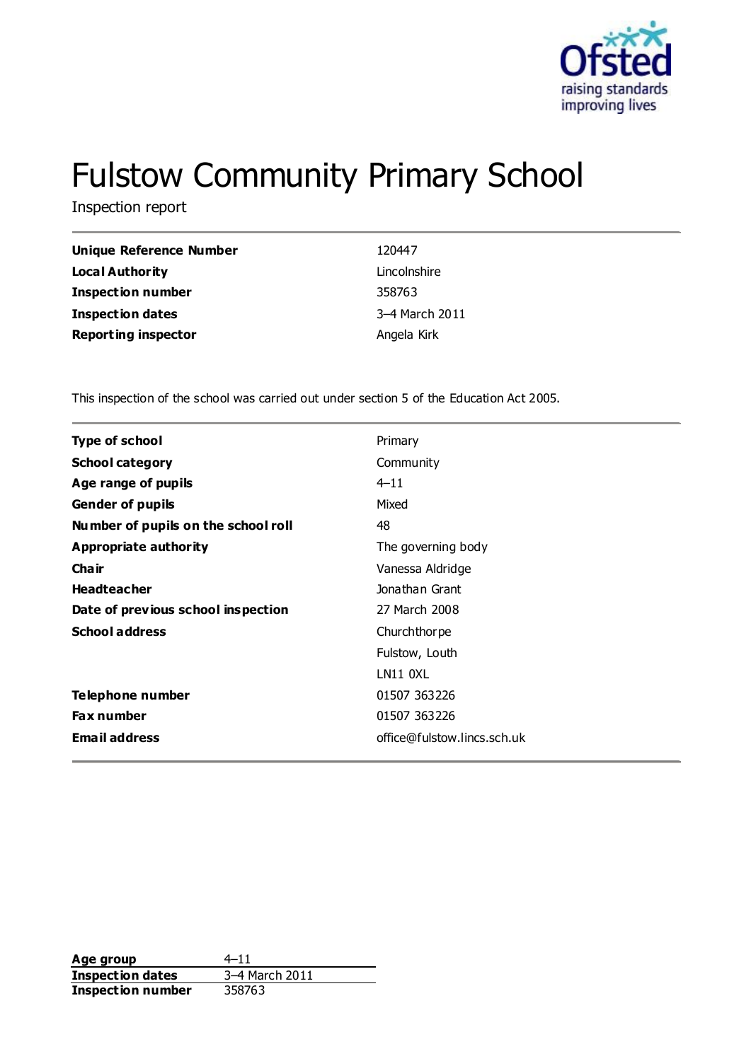# Fulstow Community Primary School

Inspection report

| | |
|---|---|
| **Unique Reference Number** | 120447 |
| **Local Authority** | Lincolnshire |
| **Inspection number** | 358763 |
| **Inspection dates** | 3–4 March 2011 |
| **Reporting inspector** | Angela Kirk |

This inspection of the school was carried out under section 5 of the Education Act 2005.

| | |
|---|---|
| **Type of school** | Primary |
| **School category** | Community |
| **Age range of pupils** | 4–11 |
| **Gender of pupils** | Mixed |
| **Number of pupils on the school roll** | 48 |
| **Appropriate authority** | The governing body |
| **Chair** | Vanessa Aldridge |
| **Headteacher** | Jonathan Grant |
| **Date of previous school inspection** | 27 March 2008 |
| **School address** | Churchthorpe |
| | Fulstow, Louth |
| | LN11 0XL |
| **Telephone number** | 01507 363226 |
| **Fax number** | 01507 363226 |
| **Email address** | office@fulstow.lincs.sch.uk |

| | |
|---|---|
| **Age group** | 4–11 |
| **Inspection dates** | 3–4 March 2011 |
| **Inspection number** | 358763 |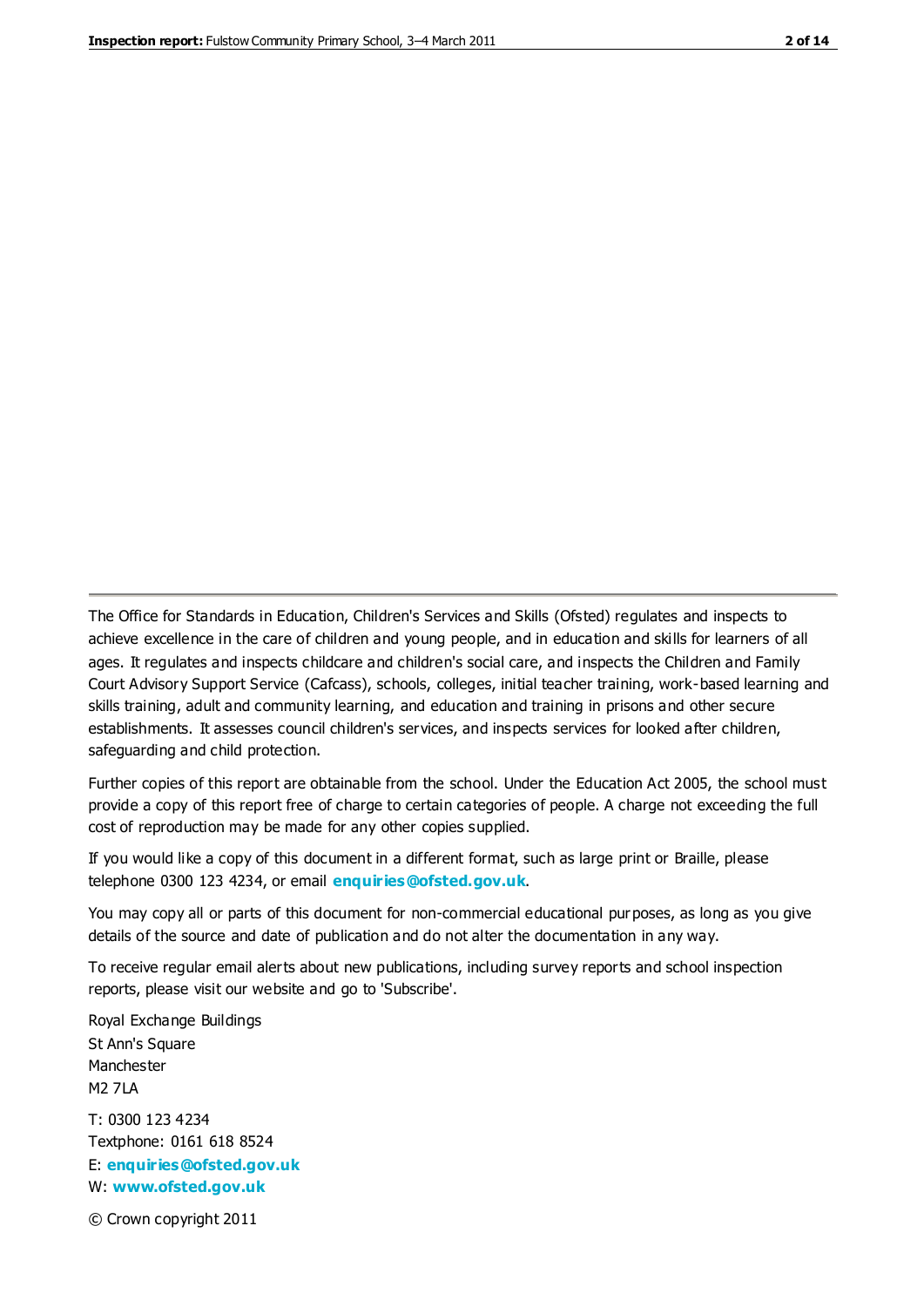The Office for Standards in Education, Children's Services and Skills (Ofsted) regulates and inspects to achieve excellence in the care of children and young people, and in education and skills for learners of all ages. It regulates and inspects childcare and children's social care, and inspects the Children and Family Court Advisory Support Service (Cafcass), schools, colleges, initial teacher training, work-based learning and skills training, adult and community learning, and education and training in prisons and other secure establishments. It assesses council children's services, and inspects services for looked after children, safeguarding and child protection.

Further copies of this report are obtainable from the school. Under the Education Act 2005, the school must provide a copy of this report free of charge to certain categories of people. A charge not exceeding the full cost of reproduction may be made for any other copies supplied.

If you would like a copy of this document in a different format, such as large print or Braille, please telephone 0300 123 4234, or email **enquiries@ofsted.gov.uk**.

You may copy all or parts of this document for non-commercial educational purposes, as long as you give details of the source and date of publication and do not alter the documentation in any way.

To receive regular email alerts about new publications, including survey reports and school inspection reports, please visit our website and go to 'Subscribe'.

Royal Exchange Buildings
St Ann's Square
Manchester
M2 7LA

T: 0300 123 4234
Textphone: 0161 618 8524
E: **enquiries@ofsted.gov.uk**
W: **www.ofsted.gov.uk**

© Crown copyright 2011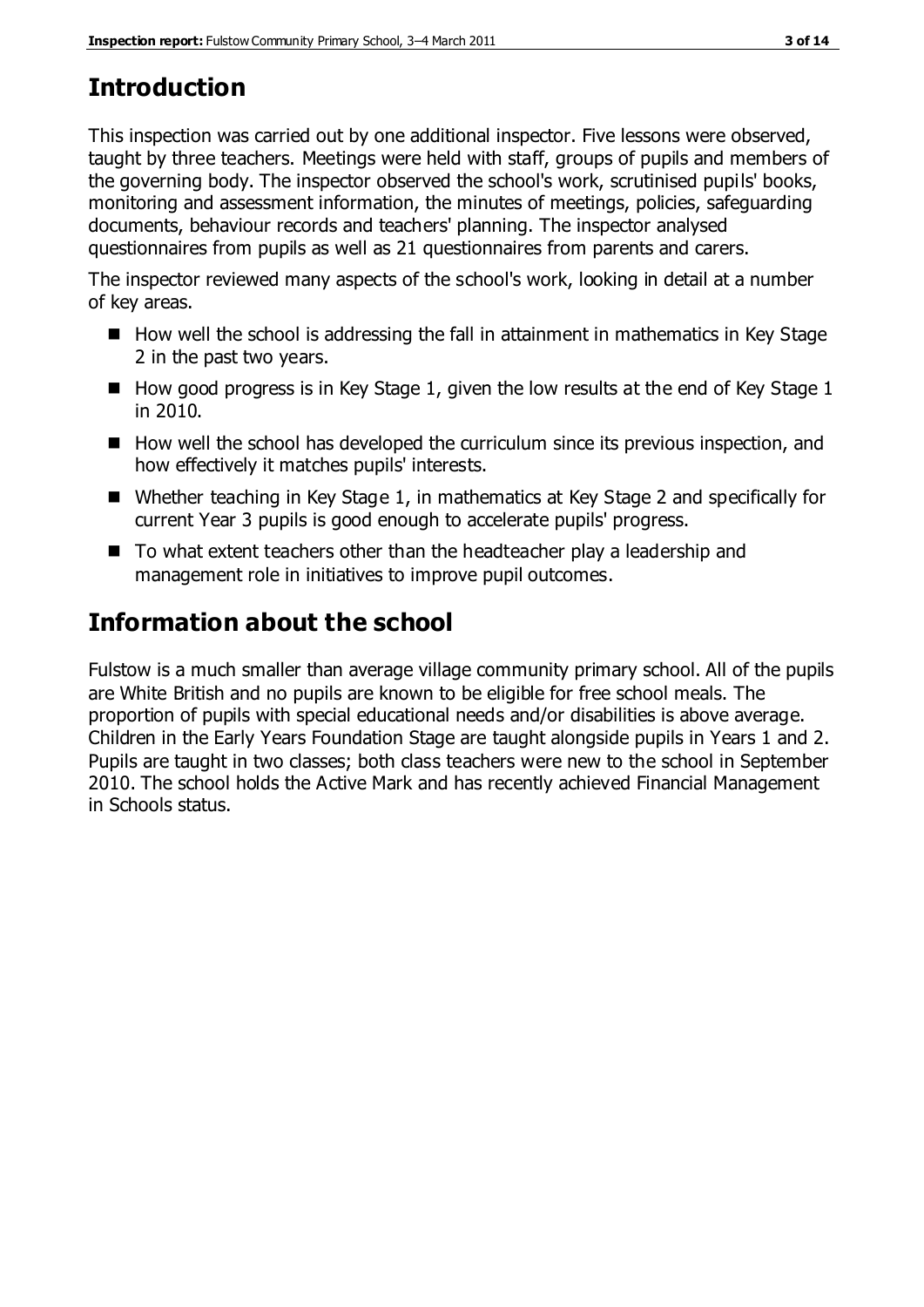## Introduction

This inspection was carried out by one additional inspector. Five lessons were observed, taught by three teachers. Meetings were held with staff, groups of pupils and members of the governing body. The inspector observed the school's work, scrutinised pupils' books, monitoring and assessment information, the minutes of meetings, policies, safeguarding documents, behaviour records and teachers' planning. The inspector analysed questionnaires from pupils as well as 21 questionnaires from parents and carers.

The inspector reviewed many aspects of the school's work, looking in detail at a number of key areas.

- How well the school is addressing the fall in attainment in mathematics in Key Stage 2 in the past two years.
- How good progress is in Key Stage 1, given the low results at the end of Key Stage 1 in 2010.
- How well the school has developed the curriculum since its previous inspection, and how effectively it matches pupils' interests.
- Whether teaching in Key Stage 1, in mathematics at Key Stage 2 and specifically for current Year 3 pupils is good enough to accelerate pupils' progress.
- To what extent teachers other than the headteacher play a leadership and management role in initiatives to improve pupil outcomes.

## Information about the school

Fulstow is a much smaller than average village community primary school. All of the pupils are White British and no pupils are known to be eligible for free school meals. The proportion of pupils with special educational needs and/or disabilities is above average. Children in the Early Years Foundation Stage are taught alongside pupils in Years 1 and 2. Pupils are taught in two classes; both class teachers were new to the school in September 2010. The school holds the Active Mark and has recently achieved Financial Management in Schools status.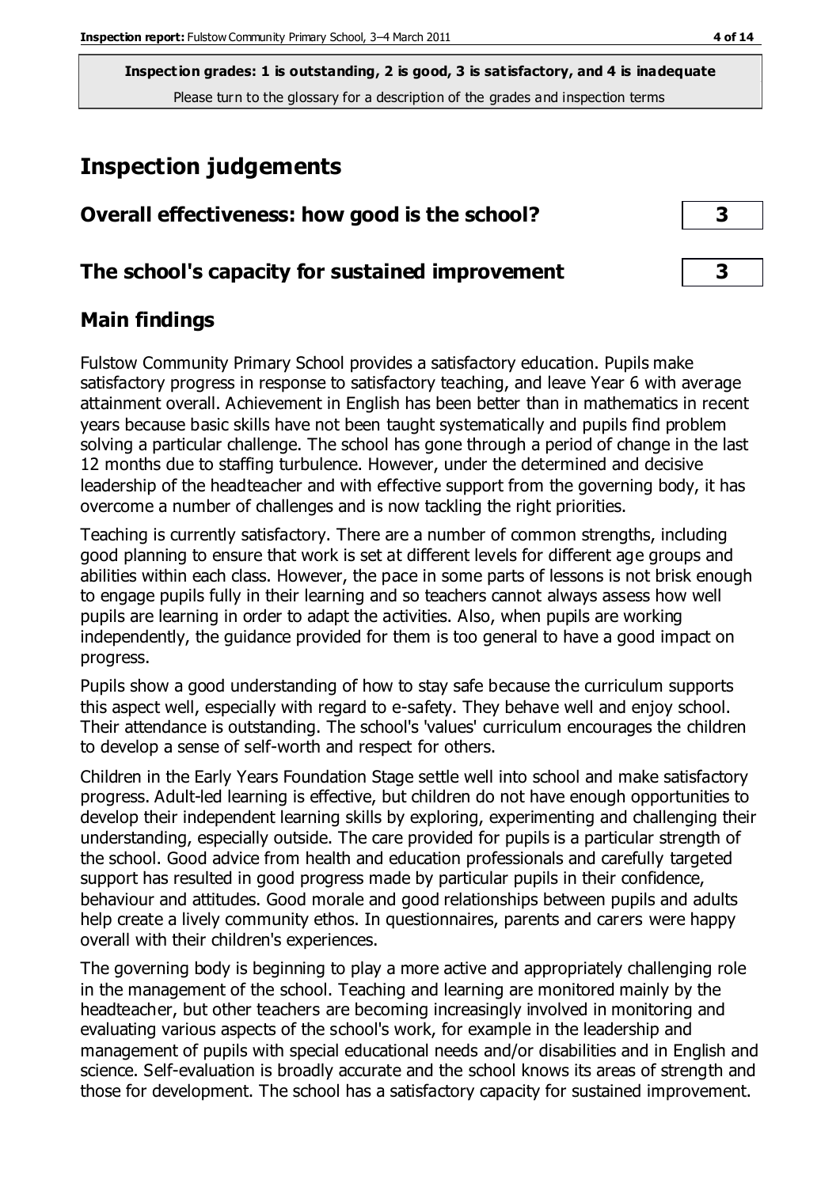**Inspection grades: 1 is outstanding, 2 is good, 3 is satisfactory, and 4 is inadequate**
Please turn to the glossary for a description of the grades and inspection terms

# Inspection judgements

| | |
|---|---|
| **Overall effectiveness: how good is the school?** | **3** |
| **The school's capacity for sustained improvement** | **3** |

## Main findings

Fulstow Community Primary School provides a satisfactory education. Pupils make satisfactory progress in response to satisfactory teaching, and leave Year 6 with average attainment overall. Achievement in English has been better than in mathematics in recent years because basic skills have not been taught systematically and pupils find problem solving a particular challenge. The school has gone through a period of change in the last 12 months due to staffing turbulence. However, under the determined and decisive leadership of the headteacher and with effective support from the governing body, it has overcome a number of challenges and is now tackling the right priorities.

Teaching is currently satisfactory. There are a number of common strengths, including good planning to ensure that work is set at different levels for different age groups and abilities within each class. However, the pace in some parts of lessons is not brisk enough to engage pupils fully in their learning and so teachers cannot always assess how well pupils are learning in order to adapt the activities. Also, when pupils are working independently, the guidance provided for them is too general to have a good impact on progress.

Pupils show a good understanding of how to stay safe because the curriculum supports this aspect well, especially with regard to e-safety. They behave well and enjoy school. Their attendance is outstanding. The school's 'values' curriculum encourages the children to develop a sense of self-worth and respect for others.

Children in the Early Years Foundation Stage settle well into school and make satisfactory progress. Adult-led learning is effective, but children do not have enough opportunities to develop their independent learning skills by exploring, experimenting and challenging their understanding, especially outside. The care provided for pupils is a particular strength of the school. Good advice from health and education professionals and carefully targeted support has resulted in good progress made by particular pupils in their confidence, behaviour and attitudes. Good morale and good relationships between pupils and adults help create a lively community ethos. In questionnaires, parents and carers were happy overall with their children's experiences.

The governing body is beginning to play a more active and appropriately challenging role in the management of the school. Teaching and learning are monitored mainly by the headteacher, but other teachers are becoming increasingly involved in monitoring and evaluating various aspects of the school's work, for example in the leadership and management of pupils with special educational needs and/or disabilities and in English and science. Self-evaluation is broadly accurate and the school knows its areas of strength and those for development. The school has a satisfactory capacity for sustained improvement.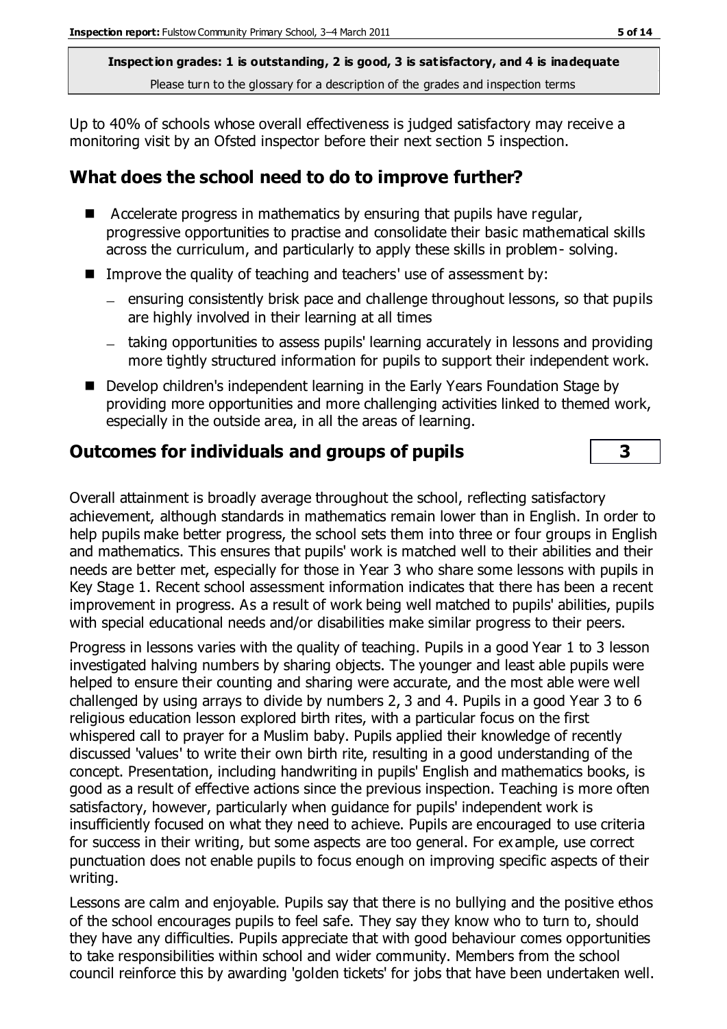**Inspection grades: 1 is outstanding, 2 is good, 3 is satisfactory, and 4 is inadequate**
Please turn to the glossary for a description of the grades and inspection terms

Up to 40% of schools whose overall effectiveness is judged satisfactory may receive a monitoring visit by an Ofsted inspector before their next section 5 inspection.

## What does the school need to do to improve further?

- Accelerate progress in mathematics by ensuring that pupils have regular, progressive opportunities to practise and consolidate their basic mathematical skills across the curriculum, and particularly to apply these skills in problem- solving.
- Improve the quality of teaching and teachers' use of assessment by:
  - ensuring consistently brisk pace and challenge throughout lessons, so that pupils are highly involved in their learning at all times
  - taking opportunities to assess pupils' learning accurately in lessons and providing more tightly structured information for pupils to support their independent work.
- Develop children's independent learning in the Early Years Foundation Stage by providing more opportunities and more challenging activities linked to themed work, especially in the outside area, in all the areas of learning.

## Outcomes for individuals and groups of pupils — 3

Overall attainment is broadly average throughout the school, reflecting satisfactory achievement, although standards in mathematics remain lower than in English. In order to help pupils make better progress, the school sets them into three or four groups in English and mathematics. This ensures that pupils' work is matched well to their abilities and their needs are better met, especially for those in Year 3 who share some lessons with pupils in Key Stage 1. Recent school assessment information indicates that there has been a recent improvement in progress. As a result of work being well matched to pupils' abilities, pupils with special educational needs and/or disabilities make similar progress to their peers.

Progress in lessons varies with the quality of teaching. Pupils in a good Year 1 to 3 lesson investigated halving numbers by sharing objects. The younger and least able pupils were helped to ensure their counting and sharing were accurate, and the most able were well challenged by using arrays to divide by numbers 2, 3 and 4. Pupils in a good Year 3 to 6 religious education lesson explored birth rites, with a particular focus on the first whispered call to prayer for a Muslim baby. Pupils applied their knowledge of recently discussed 'values' to write their own birth rite, resulting in a good understanding of the concept. Presentation, including handwriting in pupils' English and mathematics books, is good as a result of effective actions since the previous inspection. Teaching is more often satisfactory, however, particularly when guidance for pupils' independent work is insufficiently focused on what they need to achieve. Pupils are encouraged to use criteria for success in their writing, but some aspects are too general. For example, use correct punctuation does not enable pupils to focus enough on improving specific aspects of their writing.

Lessons are calm and enjoyable. Pupils say that there is no bullying and the positive ethos of the school encourages pupils to feel safe. They say they know who to turn to, should they have any difficulties. Pupils appreciate that with good behaviour comes opportunities to take responsibilities within school and wider community. Members from the school council reinforce this by awarding 'golden tickets' for jobs that have been undertaken well.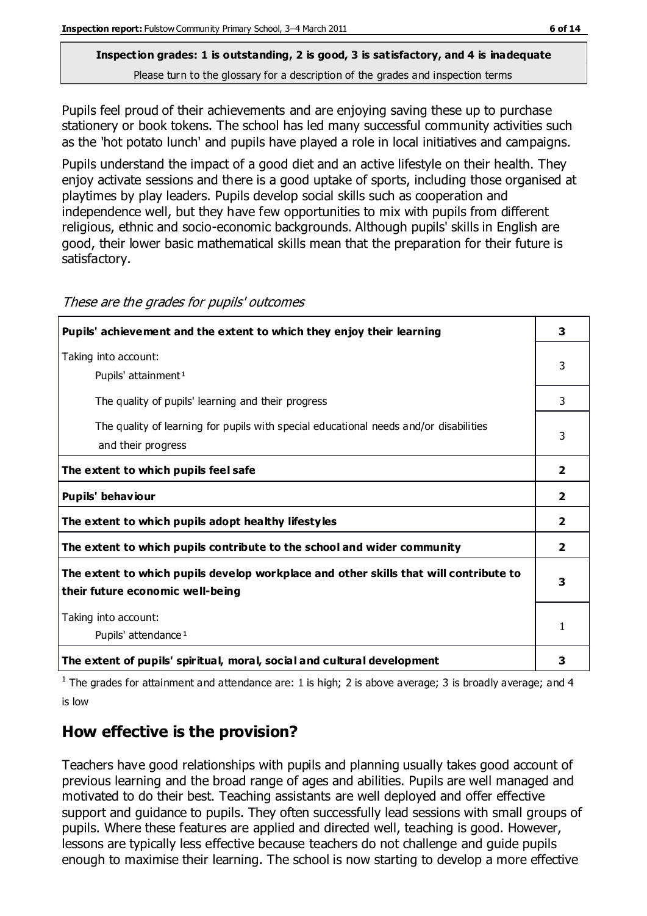**Inspection grades: 1 is outstanding, 2 is good, 3 is satisfactory, and 4 is inadequate**
Please turn to the glossary for a description of the grades and inspection terms

Pupils feel proud of their achievements and are enjoying saving these up to purchase stationery or book tokens. The school has led many successful community activities such as the 'hot potato lunch' and pupils have played a role in local initiatives and campaigns.

Pupils understand the impact of a good diet and an active lifestyle on their health. They enjoy activate sessions and there is a good uptake of sports, including those organised at playtimes by play leaders. Pupils develop social skills such as cooperation and independence well, but they have few opportunities to mix with pupils from different religious, ethnic and socio-economic backgrounds. Although pupils' skills in English are good, their lower basic mathematical skills mean that the preparation for their future is satisfactory.

*These are the grades for pupils' outcomes*

| | |
|---|---|
| **Pupils' achievement and the extent to which they enjoy their learning** | **3** |
| Taking into account:<br>Pupils' attainment[1] | 3 |
| The quality of pupils' learning and their progress | 3 |
| The quality of learning for pupils with special educational needs and/or disabilities and their progress | 3 |
| **The extent to which pupils feel safe** | **2** |
| **Pupils' behaviour** | **2** |
| **The extent to which pupils adopt healthy lifestyles** | **2** |
| **The extent to which pupils contribute to the school and wider community** | **2** |
| **The extent to which pupils develop workplace and other skills that will contribute to their future economic well-being** | **3** |
| Taking into account:<br>Pupils' attendance[1] | 1 |
| **The extent of pupils' spiritual, moral, social and cultural development** | **3** |

[1] The grades for attainment and attendance are: 1 is high; 2 is above average; 3 is broadly average; and 4 is low

## How effective is the provision?

Teachers have good relationships with pupils and planning usually takes good account of previous learning and the broad range of ages and abilities. Pupils are well managed and motivated to do their best. Teaching assistants are well deployed and offer effective support and guidance to pupils. They often successfully lead sessions with small groups of pupils. Where these features are applied and directed well, teaching is good. However, lessons are typically less effective because teachers do not challenge and guide pupils enough to maximise their learning. The school is now starting to develop a more effective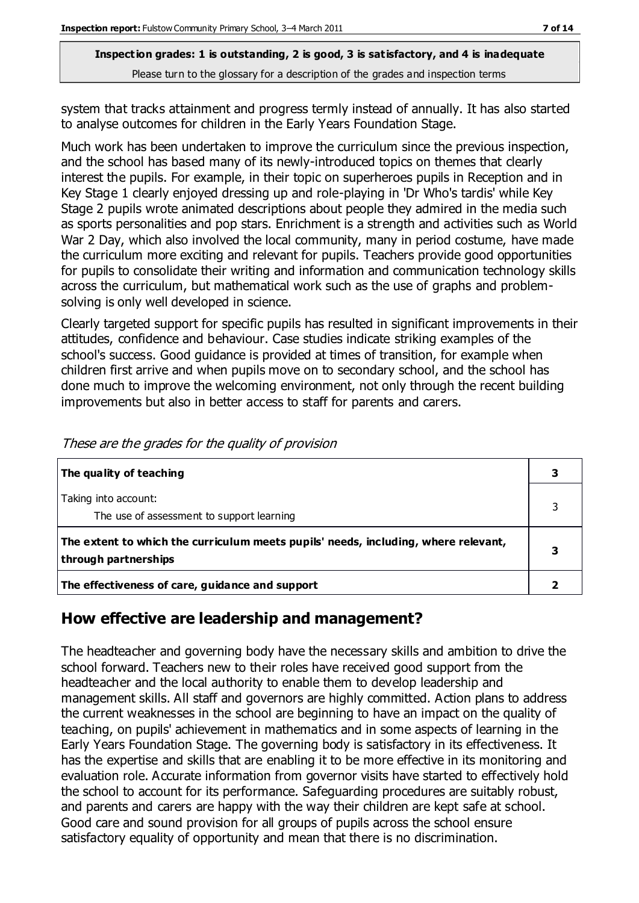**Inspection grades: 1 is outstanding, 2 is good, 3 is satisfactory, and 4 is inadequate**
Please turn to the glossary for a description of the grades and inspection terms

system that tracks attainment and progress termly instead of annually. It has also started to analyse outcomes for children in the Early Years Foundation Stage.

Much work has been undertaken to improve the curriculum since the previous inspection, and the school has based many of its newly-introduced topics on themes that clearly interest the pupils. For example, in their topic on superheroes pupils in Reception and in Key Stage 1 clearly enjoyed dressing up and role-playing in 'Dr Who's tardis' while Key Stage 2 pupils wrote animated descriptions about people they admired in the media such as sports personalities and pop stars. Enrichment is a strength and activities such as World War 2 Day, which also involved the local community, many in period costume, have made the curriculum more exciting and relevant for pupils. Teachers provide good opportunities for pupils to consolidate their writing and information and communication technology skills across the curriculum, but mathematical work such as the use of graphs and problem-solving is only well developed in science.

Clearly targeted support for specific pupils has resulted in significant improvements in their attitudes, confidence and behaviour. Case studies indicate striking examples of the school's success. Good guidance is provided at times of transition, for example when children first arrive and when pupils move on to secondary school, and the school has done much to improve the welcoming environment, not only through the recent building improvements but also in better access to staff for parents and carers.

*These are the grades for the quality of provision*

| | |
|---|---|
| **The quality of teaching** | **3** |
| Taking into account: The use of assessment to support learning | 3 |
| **The extent to which the curriculum meets pupils' needs, including, where relevant, through partnerships** | **3** |
| **The effectiveness of care, guidance and support** | **2** |

## How effective are leadership and management?

The headteacher and governing body have the necessary skills and ambition to drive the school forward. Teachers new to their roles have received good support from the headteacher and the local authority to enable them to develop leadership and management skills. All staff and governors are highly committed. Action plans to address the current weaknesses in the school are beginning to have an impact on the quality of teaching, on pupils' achievement in mathematics and in some aspects of learning in the Early Years Foundation Stage. The governing body is satisfactory in its effectiveness. It has the expertise and skills that are enabling it to be more effective in its monitoring and evaluation role. Accurate information from governor visits have started to effectively hold the school to account for its performance. Safeguarding procedures are suitably robust, and parents and carers are happy with the way their children are kept safe at school. Good care and sound provision for all groups of pupils across the school ensure satisfactory equality of opportunity and mean that there is no discrimination.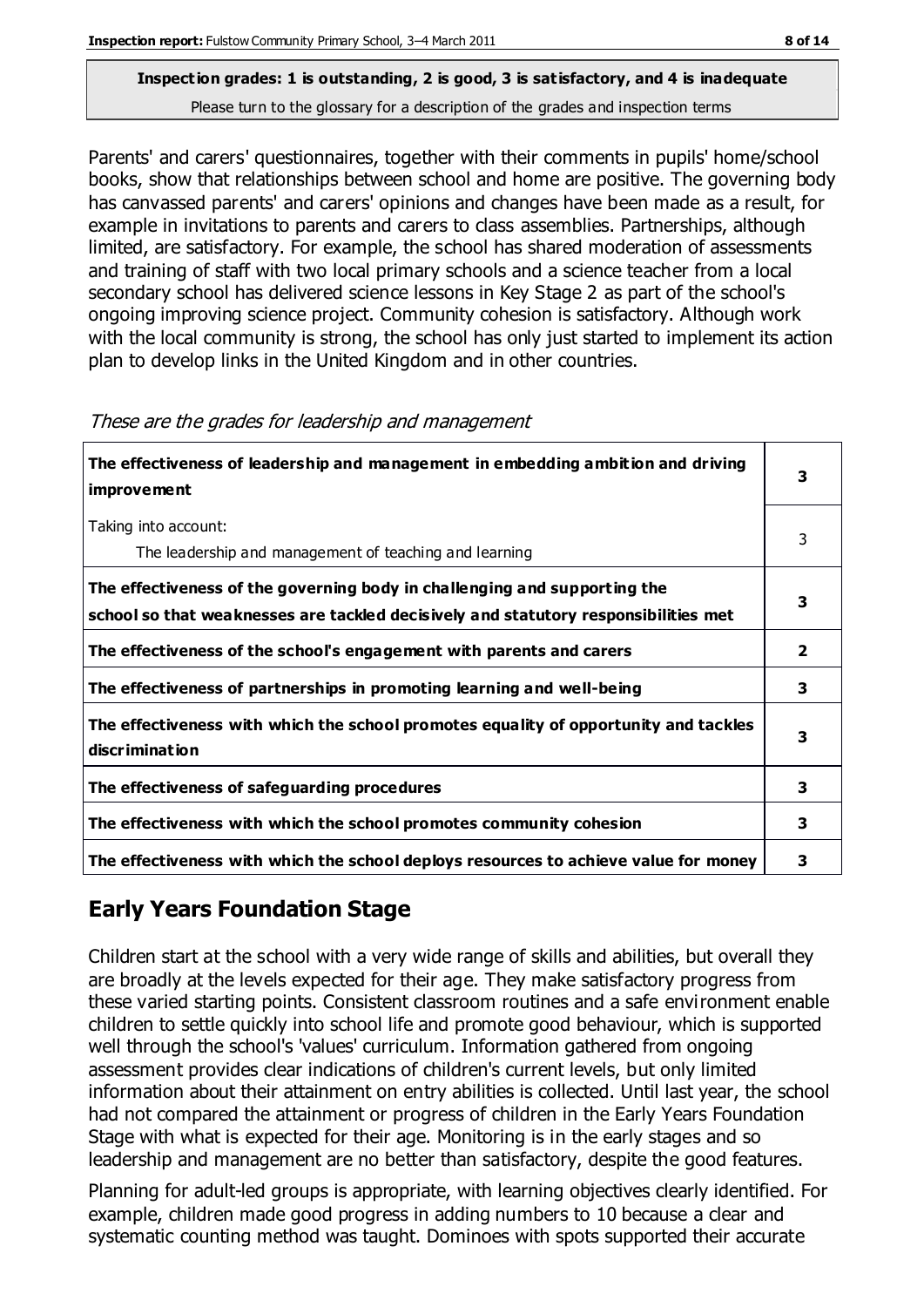**Inspection grades: 1 is outstanding, 2 is good, 3 is satisfactory, and 4 is inadequate**
Please turn to the glossary for a description of the grades and inspection terms

Parents' and carers' questionnaires, together with their comments in pupils' home/school books, show that relationships between school and home are positive. The governing body has canvassed parents' and carers' opinions and changes have been made as a result, for example in invitations to parents and carers to class assemblies. Partnerships, although limited, are satisfactory. For example, the school has shared moderation of assessments and training of staff with two local primary schools and a science teacher from a local secondary school has delivered science lessons in Key Stage 2 as part of the school's ongoing improving science project. Community cohesion is satisfactory. Although work with the local community is strong, the school has only just started to implement its action plan to develop links in the United Kingdom and in other countries.

*These are the grades for leadership and management*

| | |
|---|---|
| **The effectiveness of leadership and management in embedding ambition and driving improvement** | **3** |
| Taking into account:<br>The leadership and management of teaching and learning | 3 |
| **The effectiveness of the governing body in challenging and supporting the school so that weaknesses are tackled decisively and statutory responsibilities met** | **3** |
| **The effectiveness of the school's engagement with parents and carers** | **2** |
| **The effectiveness of partnerships in promoting learning and well-being** | **3** |
| **The effectiveness with which the school promotes equality of opportunity and tackles discrimination** | **3** |
| **The effectiveness of safeguarding procedures** | **3** |
| **The effectiveness with which the school promotes community cohesion** | **3** |
| **The effectiveness with which the school deploys resources to achieve value for money** | **3** |

## Early Years Foundation Stage

Children start at the school with a very wide range of skills and abilities, but overall they are broadly at the levels expected for their age. They make satisfactory progress from these varied starting points. Consistent classroom routines and a safe environment enable children to settle quickly into school life and promote good behaviour, which is supported well through the school's 'values' curriculum. Information gathered from ongoing assessment provides clear indications of children's current levels, but only limited information about their attainment on entry abilities is collected. Until last year, the school had not compared the attainment or progress of children in the Early Years Foundation Stage with what is expected for their age. Monitoring is in the early stages and so leadership and management are no better than satisfactory, despite the good features.

Planning for adult-led groups is appropriate, with learning objectives clearly identified. For example, children made good progress in adding numbers to 10 because a clear and systematic counting method was taught. Dominoes with spots supported their accurate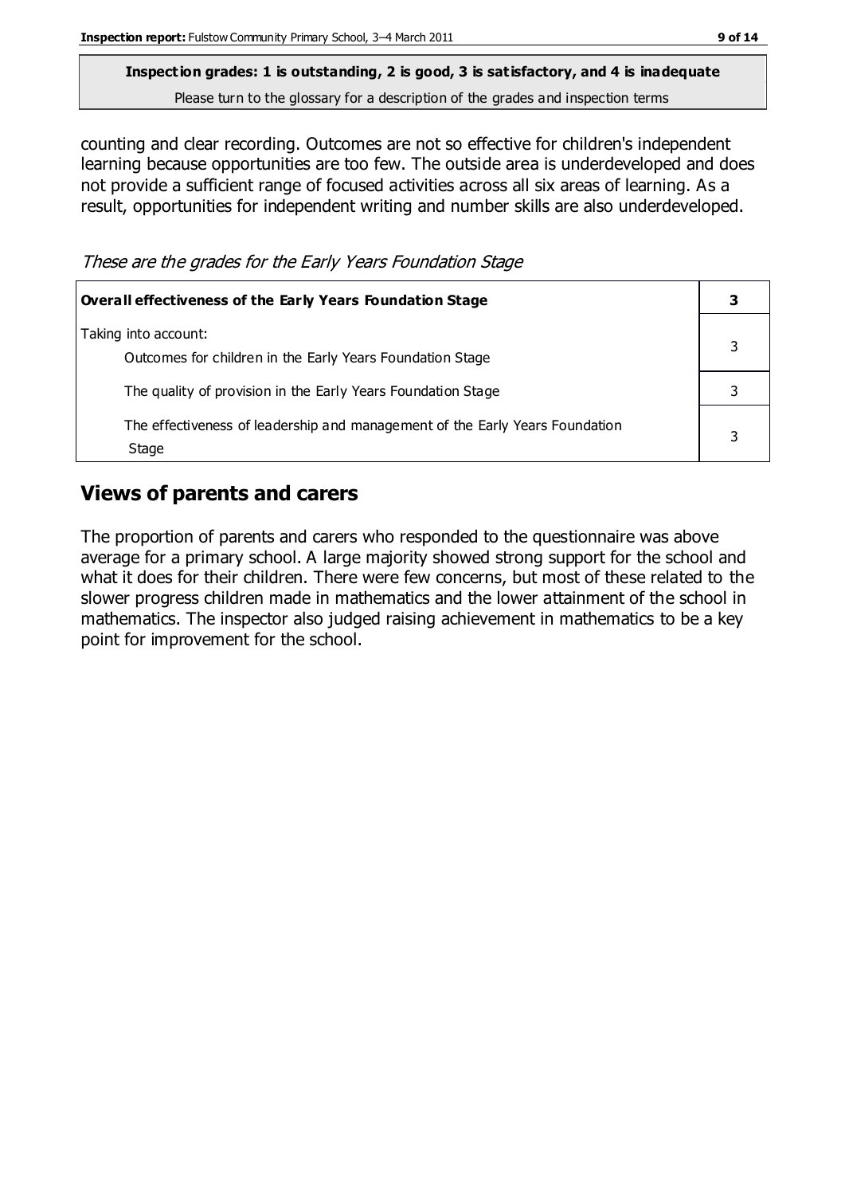**Inspection grades: 1 is outstanding, 2 is good, 3 is satisfactory, and 4 is inadequate**
Please turn to the glossary for a description of the grades and inspection terms

counting and clear recording. Outcomes are not so effective for children's independent learning because opportunities are too few. The outside area is underdeveloped and does not provide a sufficient range of focused activities across all six areas of learning. As a result, opportunities for independent writing and number skills are also underdeveloped.

*These are the grades for the Early Years Foundation Stage*

| **Overall effectiveness of the Early Years Foundation Stage** | **3** |
|---|---|
| Taking into account:<br>Outcomes for children in the Early Years Foundation Stage | 3 |
| The quality of provision in the Early Years Foundation Stage | 3 |
| The effectiveness of leadership and management of the Early Years Foundation Stage | 3 |

## Views of parents and carers

The proportion of parents and carers who responded to the questionnaire was above average for a primary school. A large majority showed strong support for the school and what it does for their children. There were few concerns, but most of these related to the slower progress children made in mathematics and the lower attainment of the school in mathematics. The inspector also judged raising achievement in mathematics to be a key point for improvement for the school.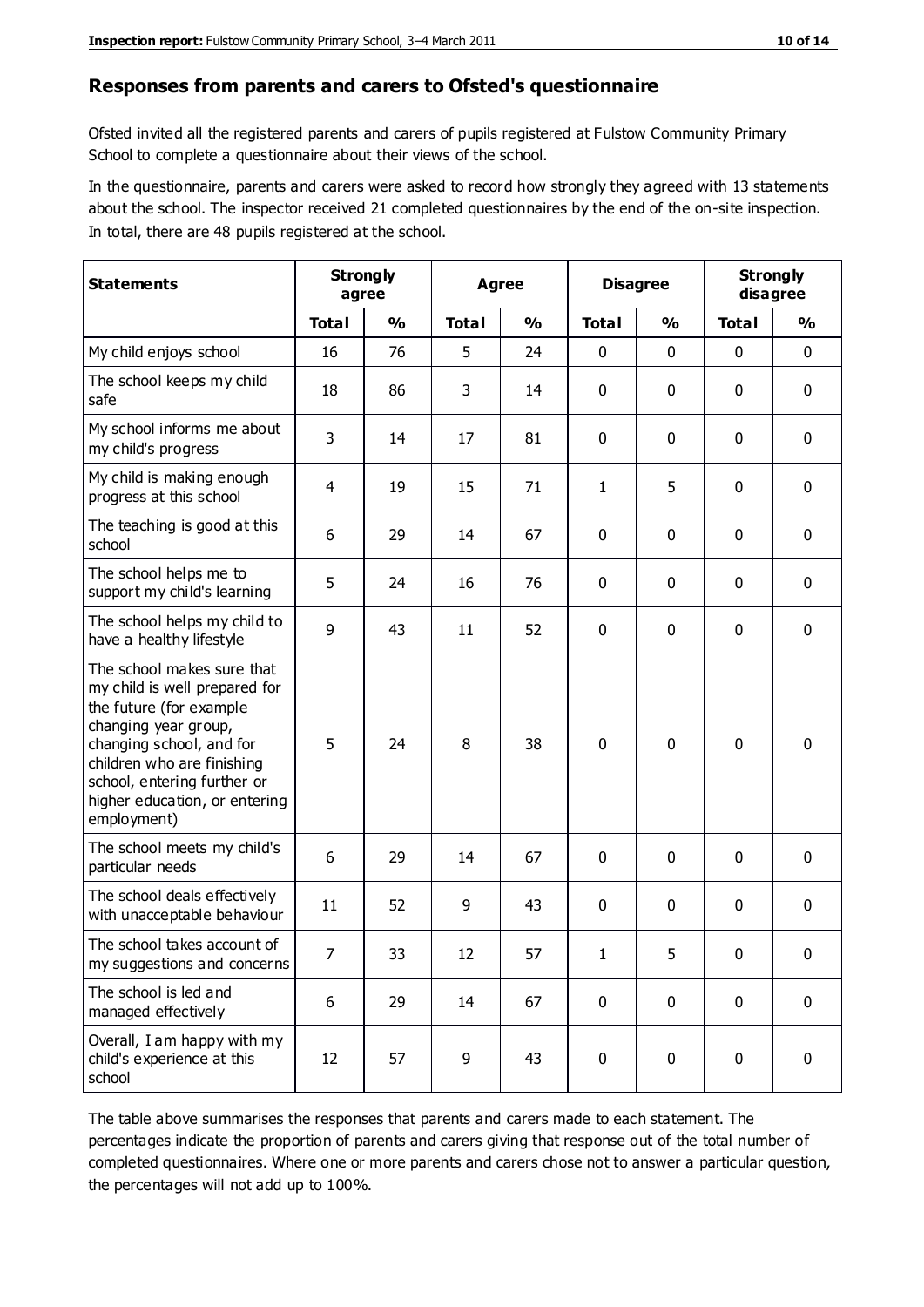## Responses from parents and carers to Ofsted's questionnaire

Ofsted invited all the registered parents and carers of pupils registered at Fulstow Community Primary School to complete a questionnaire about their views of the school.

In the questionnaire, parents and carers were asked to record how strongly they agreed with 13 statements about the school. The inspector received 21 completed questionnaires by the end of the on-site inspection. In total, there are 48 pupils registered at the school.

| Statements | Strongly agree | | Agree | | Disagree | | Strongly disagree | |
|---|---|---|---|---|---|---|---|---|
| | **Total** | **%** | **Total** | **%** | **Total** | **%** | **Total** | **%** |
| My child enjoys school | 16 | 76 | 5 | 24 | 0 | 0 | 0 | 0 |
| The school keeps my child safe | 18 | 86 | 3 | 14 | 0 | 0 | 0 | 0 |
| My school informs me about my child's progress | 3 | 14 | 17 | 81 | 0 | 0 | 0 | 0 |
| My child is making enough progress at this school | 4 | 19 | 15 | 71 | 1 | 5 | 0 | 0 |
| The teaching is good at this school | 6 | 29 | 14 | 67 | 0 | 0 | 0 | 0 |
| The school helps me to support my child's learning | 5 | 24 | 16 | 76 | 0 | 0 | 0 | 0 |
| The school helps my child to have a healthy lifestyle | 9 | 43 | 11 | 52 | 0 | 0 | 0 | 0 |
| The school makes sure that my child is well prepared for the future (for example changing year group, changing school, and for children who are finishing school, entering further or higher education, or entering employment) | 5 | 24 | 8 | 38 | 0 | 0 | 0 | 0 |
| The school meets my child's particular needs | 6 | 29 | 14 | 67 | 0 | 0 | 0 | 0 |
| The school deals effectively with unacceptable behaviour | 11 | 52 | 9 | 43 | 0 | 0 | 0 | 0 |
| The school takes account of my suggestions and concerns | 7 | 33 | 12 | 57 | 1 | 5 | 0 | 0 |
| The school is led and managed effectively | 6 | 29 | 14 | 67 | 0 | 0 | 0 | 0 |
| Overall, I am happy with my child's experience at this school | 12 | 57 | 9 | 43 | 0 | 0 | 0 | 0 |

The table above summarises the responses that parents and carers made to each statement. The percentages indicate the proportion of parents and carers giving that response out of the total number of completed questionnaires. Where one or more parents and carers chose not to answer a particular question, the percentages will not add up to 100%.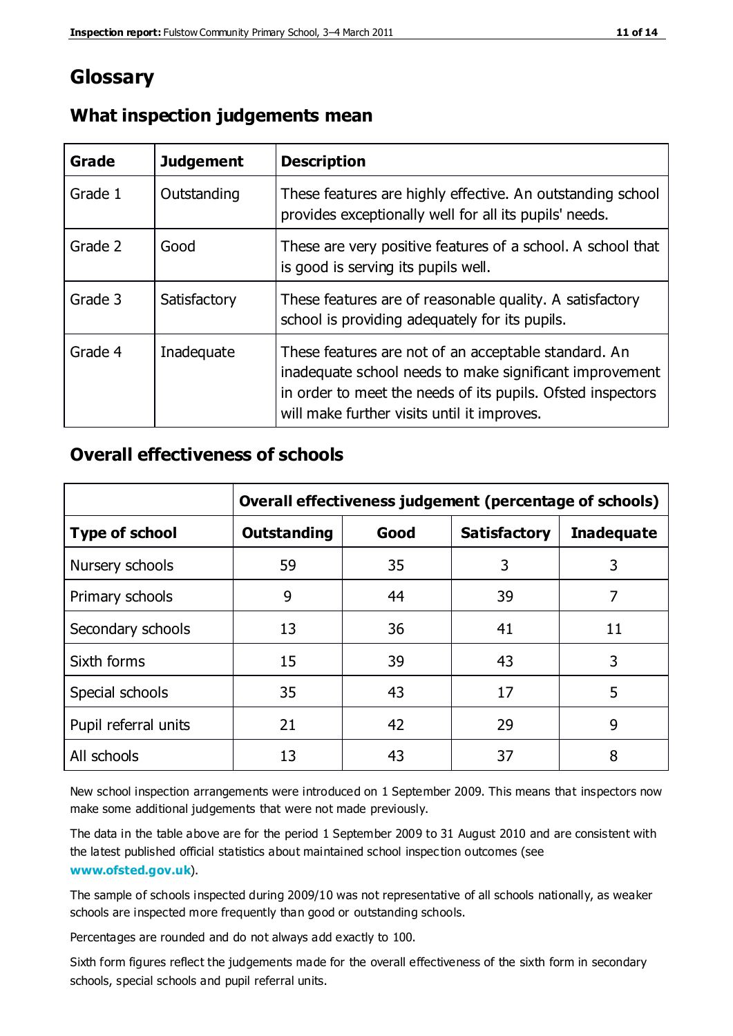# Glossary

## What inspection judgements mean

| Grade | Judgement | Description |
| --- | --- | --- |
| Grade 1 | Outstanding | These features are highly effective. An outstanding school provides exceptionally well for all its pupils' needs. |
| Grade 2 | Good | These are very positive features of a school. A school that is good is serving its pupils well. |
| Grade 3 | Satisfactory | These features are of reasonable quality. A satisfactory school is providing adequately for its pupils. |
| Grade 4 | Inadequate | These features are not of an acceptable standard. An inadequate school needs to make significant improvement in order to meet the needs of its pupils. Ofsted inspectors will make further visits until it improves. |

## Overall effectiveness of schools

| | Overall effectiveness judgement (percentage of schools) | | | |
| --- | --- | --- | --- | --- |
| **Type of school** | **Outstanding** | **Good** | **Satisfactory** | **Inadequate** |
| Nursery schools | 59 | 35 | 3 | 3 |
| Primary schools | 9 | 44 | 39 | 7 |
| Secondary schools | 13 | 36 | 41 | 11 |
| Sixth forms | 15 | 39 | 43 | 3 |
| Special schools | 35 | 43 | 17 | 5 |
| Pupil referral units | 21 | 42 | 29 | 9 |
| All schools | 13 | 43 | 37 | 8 |

New school inspection arrangements were introduced on 1 September 2009. This means that inspectors now make some additional judgements that were not made previously.

The data in the table above are for the period 1 September 2009 to 31 August 2010 and are consistent with the latest published official statistics about maintained school inspection outcomes (see **www.ofsted.gov.uk**).

The sample of schools inspected during 2009/10 was not representative of all schools nationally, as weaker schools are inspected more frequently than good or outstanding schools.

Percentages are rounded and do not always add exactly to 100.

Sixth form figures reflect the judgements made for the overall effectiveness of the sixth form in secondary schools, special schools and pupil referral units.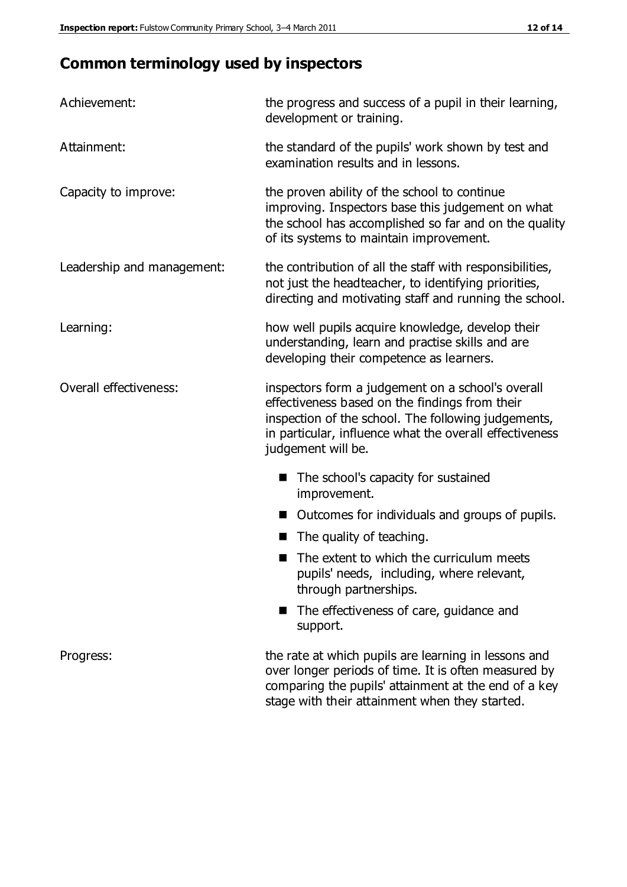## Common terminology used by inspectors

| | |
|---|---|
| Achievement: | the progress and success of a pupil in their learning, development or training. |
| Attainment: | the standard of the pupils' work shown by test and examination results and in lessons. |
| Capacity to improve: | the proven ability of the school to continue improving. Inspectors base this judgement on what the school has accomplished so far and on the quality of its systems to maintain improvement. |
| Leadership and management: | the contribution of all the staff with responsibilities, not just the headteacher, to identifying priorities, directing and motivating staff and running the school. |
| Learning: | how well pupils acquire knowledge, develop their understanding, learn and practise skills and are developing their competence as learners. |
| Overall effectiveness: | inspectors form a judgement on a school's overall effectiveness based on the findings from their inspection of the school. The following judgements, in particular, influence what the overall effectiveness judgement will be. <br>■ The school's capacity for sustained improvement. <br>■ Outcomes for individuals and groups of pupils. <br>■ The quality of teaching. <br>■ The extent to which the curriculum meets pupils' needs, including, where relevant, through partnerships. <br>■ The effectiveness of care, guidance and support. |
| Progress: | the rate at which pupils are learning in lessons and over longer periods of time. It is often measured by comparing the pupils' attainment at the end of a key stage with their attainment when they started. |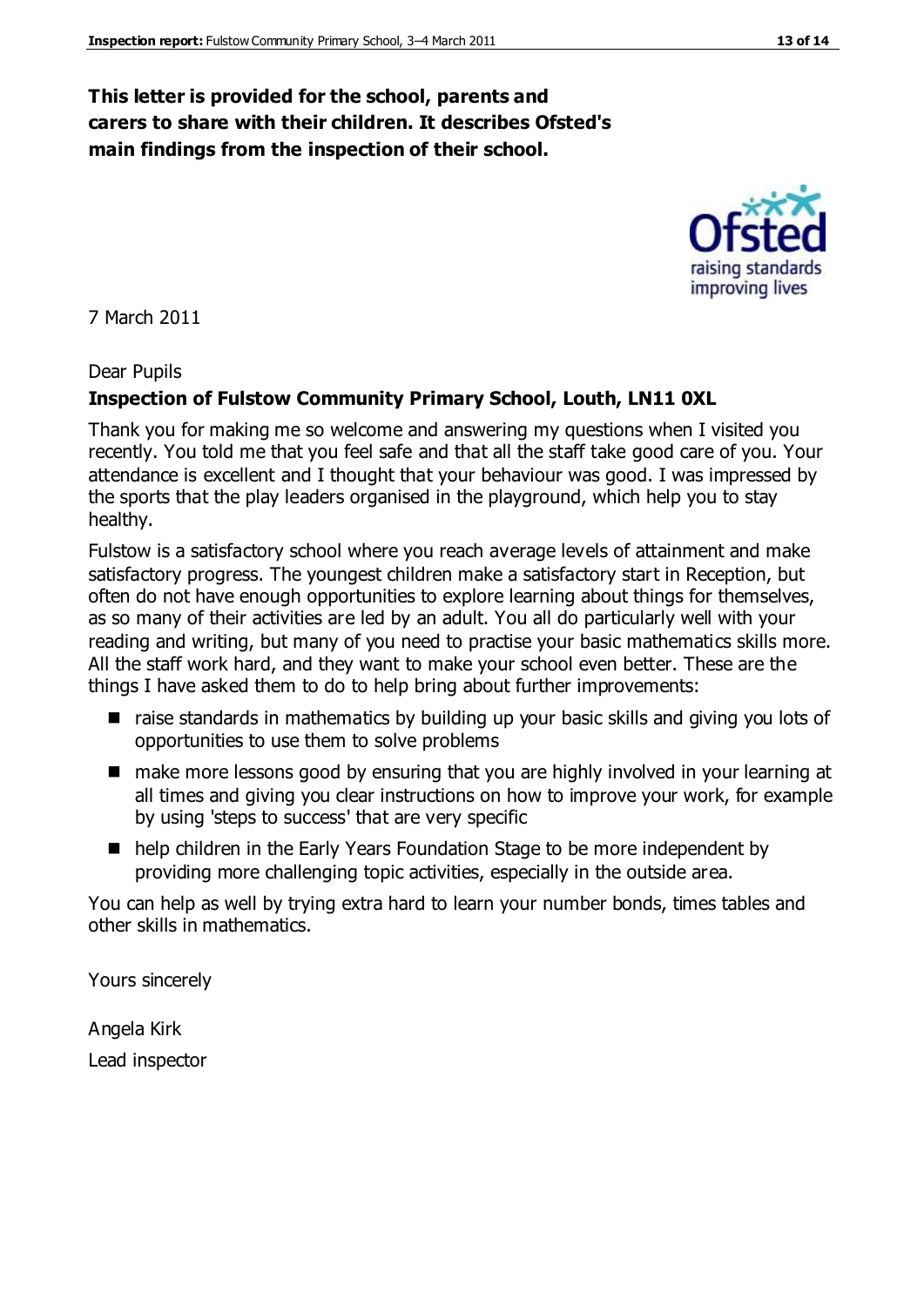**This letter is provided for the school, parents and carers to share with their children. It describes Ofsted's main findings from the inspection of their school.**

7 March 2011

Dear Pupils

**Inspection of Fulstow Community Primary School, Louth, LN11 0XL**

Thank you for making me so welcome and answering my questions when I visited you recently. You told me that you feel safe and that all the staff take good care of you. Your attendance is excellent and I thought that your behaviour was good. I was impressed by the sports that the play leaders organised in the playground, which help you to stay healthy.

Fulstow is a satisfactory school where you reach average levels of attainment and make satisfactory progress. The youngest children make a satisfactory start in Reception, but often do not have enough opportunities to explore learning about things for themselves, as so many of their activities are led by an adult. You all do particularly well with your reading and writing, but many of you need to practise your basic mathematics skills more. All the staff work hard, and they want to make your school even better. These are the things I have asked them to do to help bring about further improvements:

- raise standards in mathematics by building up your basic skills and giving you lots of opportunities to use them to solve problems
- make more lessons good by ensuring that you are highly involved in your learning at all times and giving you clear instructions on how to improve your work, for example by using 'steps to success' that are very specific
- help children in the Early Years Foundation Stage to be more independent by providing more challenging topic activities, especially in the outside area.

You can help as well by trying extra hard to learn your number bonds, times tables and other skills in mathematics.

Yours sincerely

Angela Kirk

Lead inspector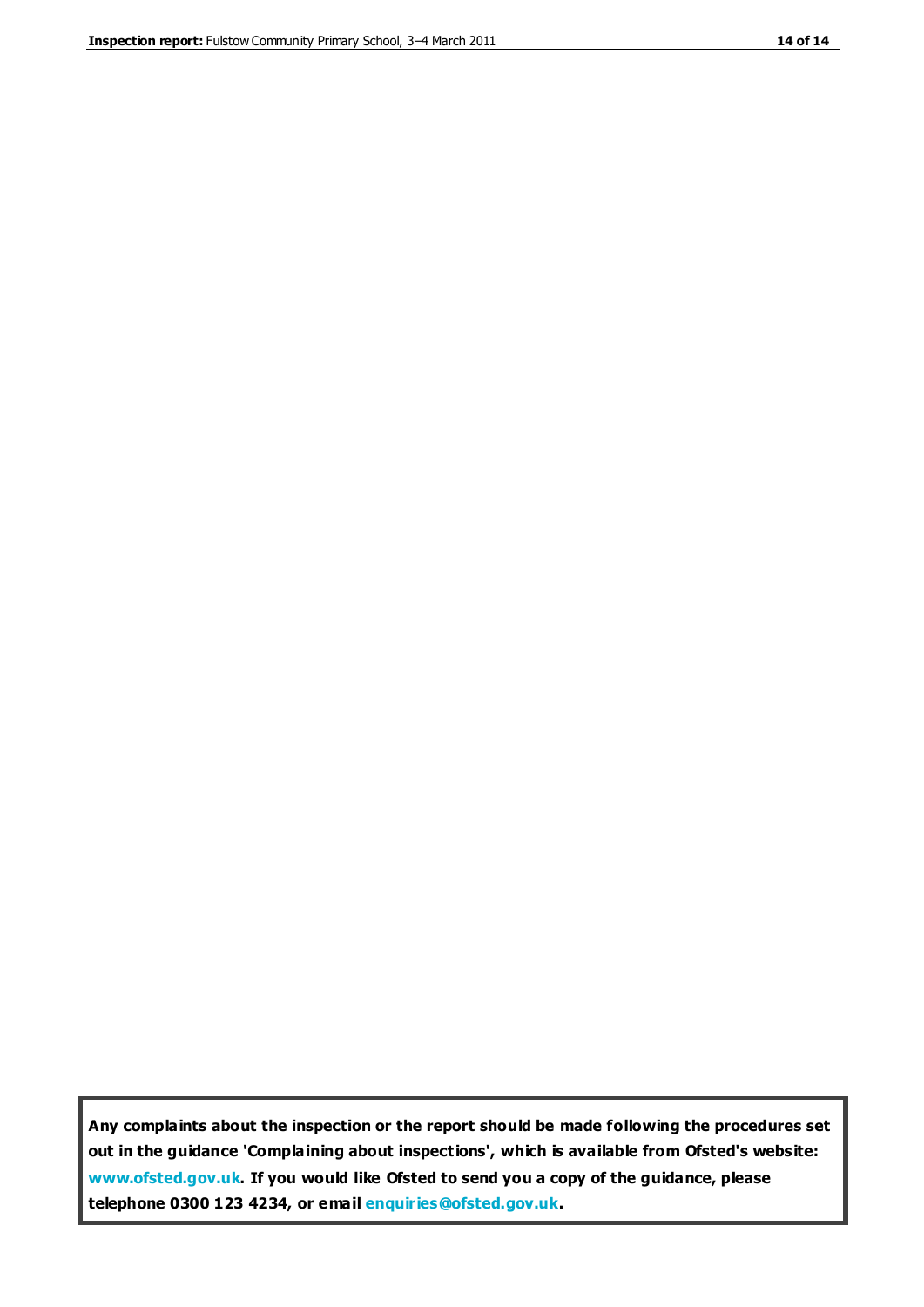**Any complaints about the inspection or the report should be made following the procedures set out in the guidance 'Complaining about inspections', which is available from Ofsted's website: www.ofsted.gov.uk. If you would like Ofsted to send you a copy of the guidance, please telephone 0300 123 4234, or email enquiries@ofsted.gov.uk.**